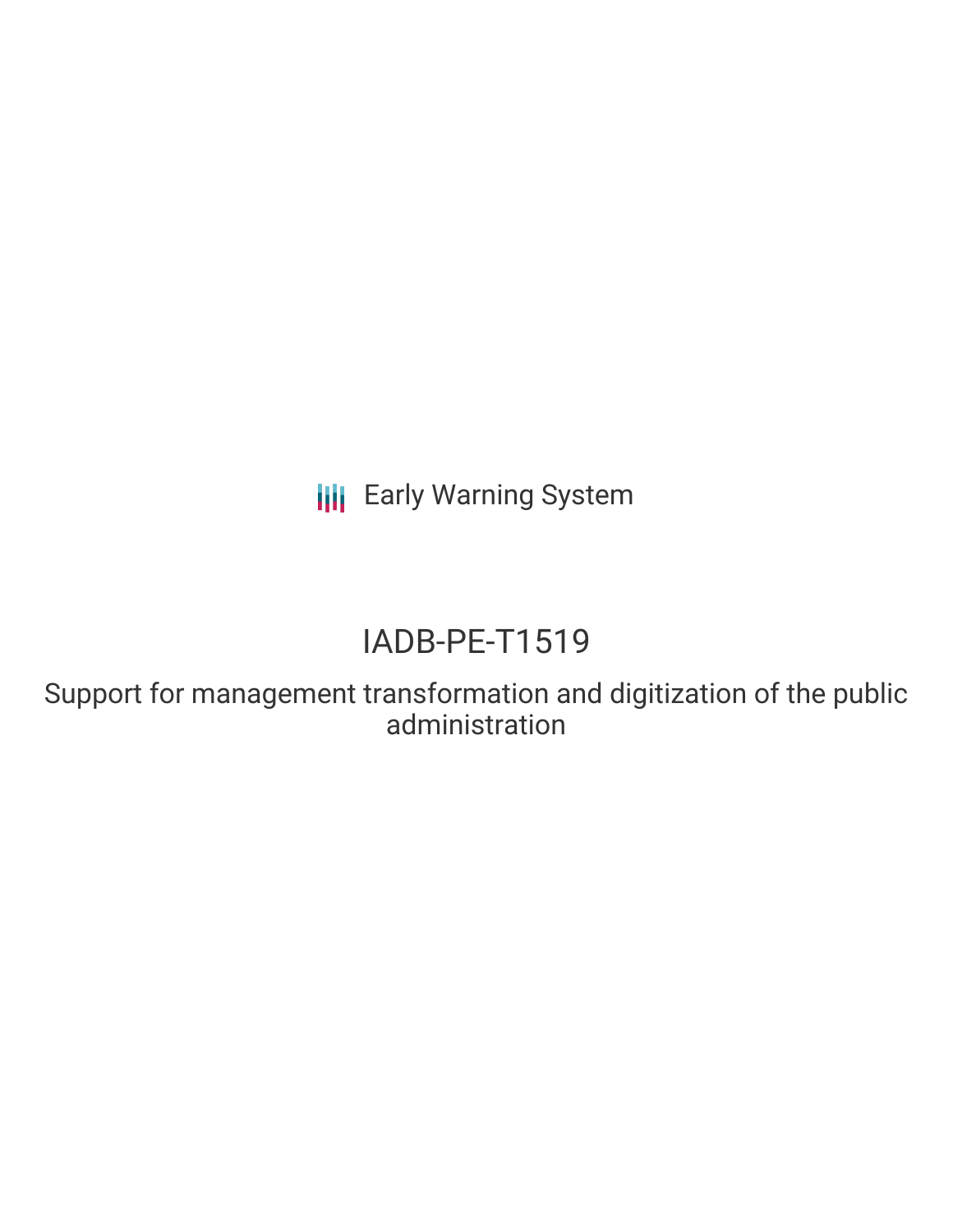Early Warning System

# IADB-PE-T1519

## Support for management transformation and digitization of the public administration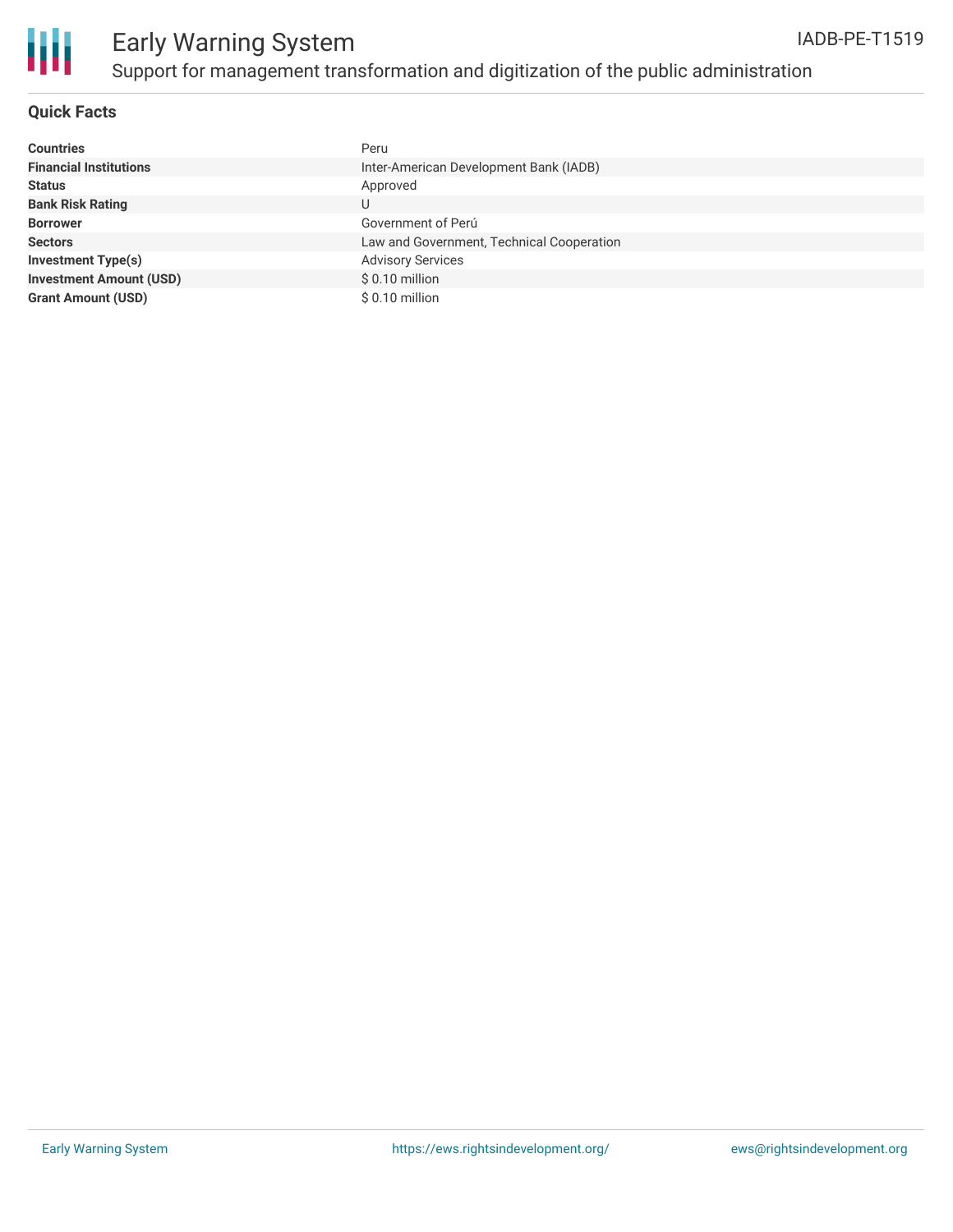# Early Warning System

## Support for management transformation and digitization of the public administration

IADB-PE-T1519

### Quick Facts

| | |
|---|---|
| **Countries** | Peru |
| **Financial Institutions** | Inter-American Development Bank (IADB) |
| **Status** | Approved |
| **Bank Risk Rating** | U |
| **Borrower** | Government of Perú |
| **Sectors** | Law and Government, Technical Cooperation |
| **Investment Type(s)** | Advisory Services |
| **Investment Amount (USD)** | $ 0.10 million |
| **Grant Amount (USD)** | $ 0.10 million |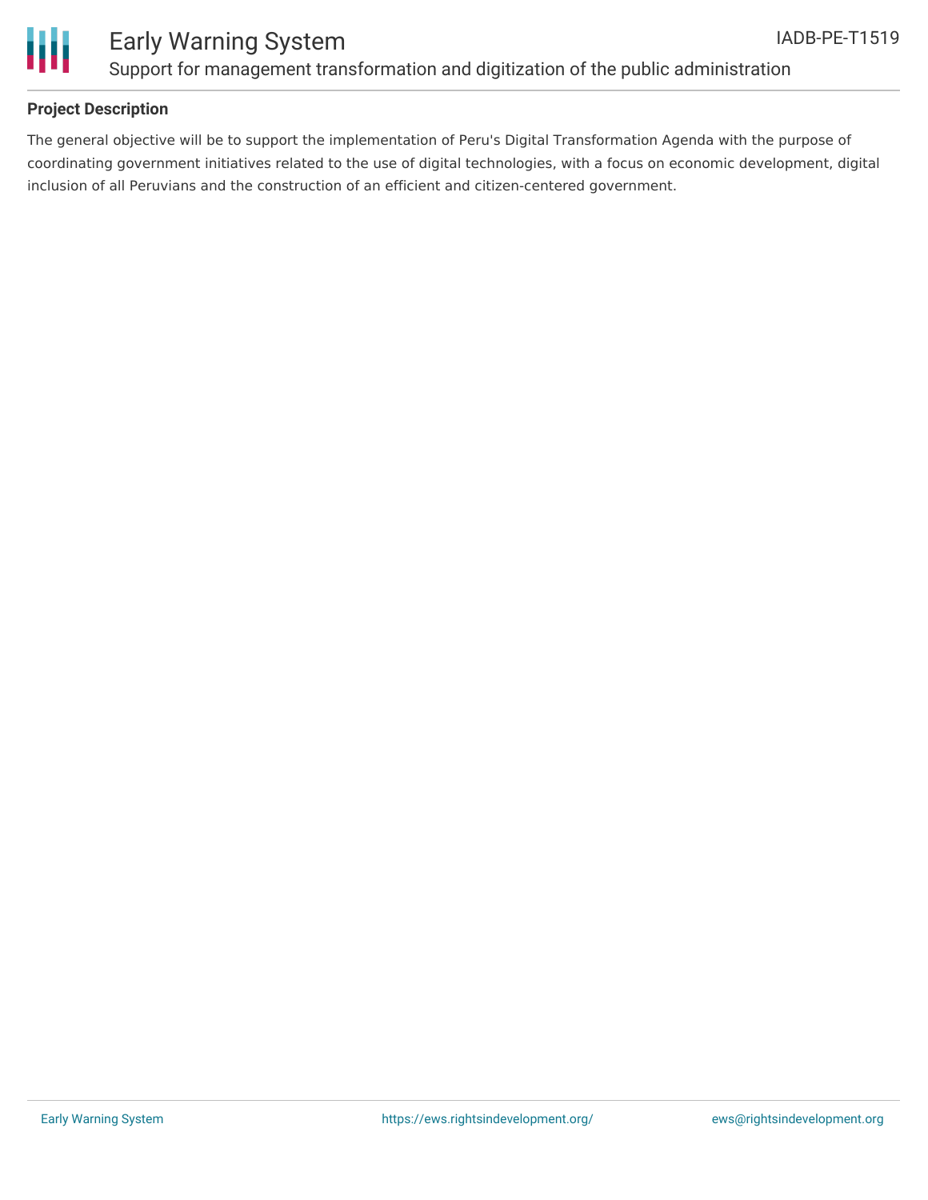**Project Description**

The general objective will be to support the implementation of Peru's Digital Transformation Agenda with the purpose of coordinating government initiatives related to the use of digital technologies, with a focus on economic development, digital inclusion of all Peruvians and the construction of an efficient and citizen-centered government.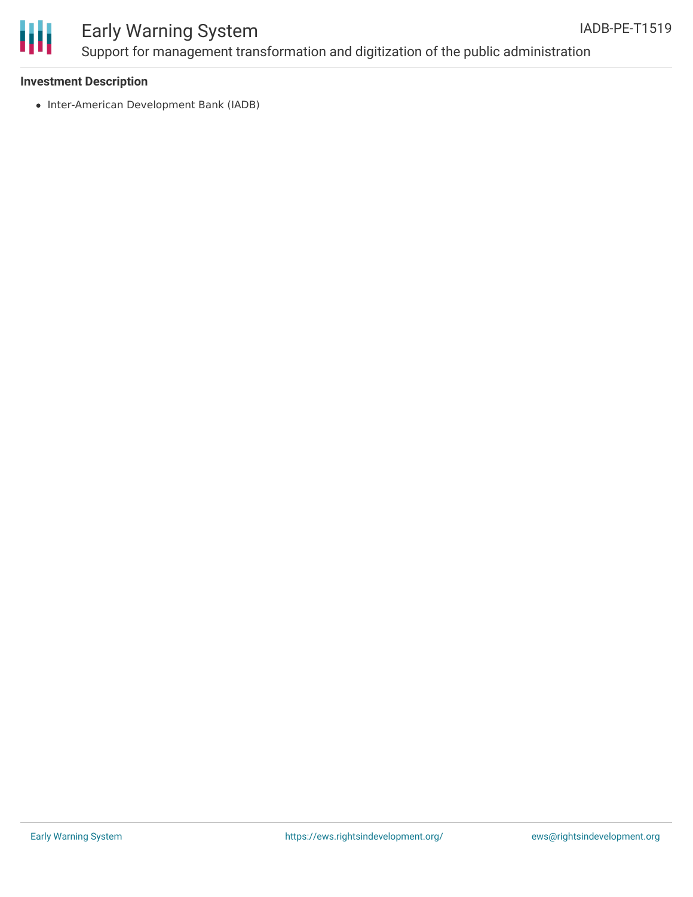### Investment Description

- Inter-American Development Bank (IADB)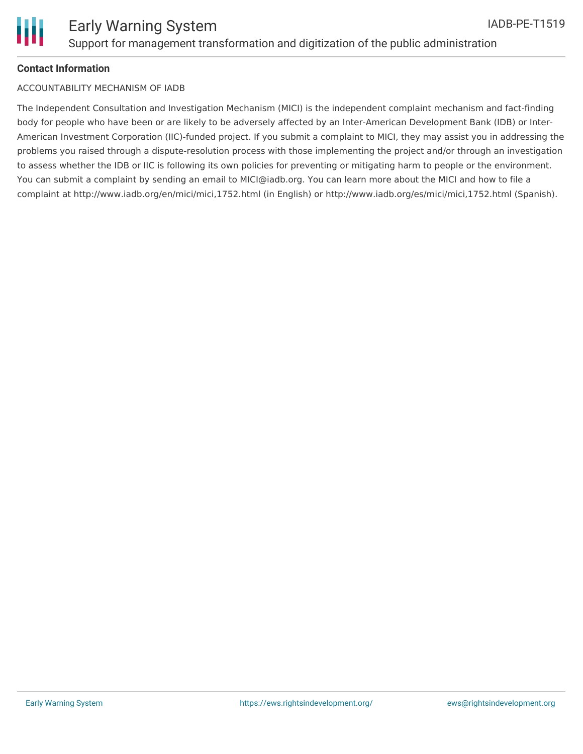**Contact Information**

ACCOUNTABILITY MECHANISM OF IADB

The Independent Consultation and Investigation Mechanism (MICI) is the independent complaint mechanism and fact-finding body for people who have been or are likely to be adversely affected by an Inter-American Development Bank (IDB) or Inter-American Investment Corporation (IIC)-funded project. If you submit a complaint to MICI, they may assist you in addressing the problems you raised through a dispute-resolution process with those implementing the project and/or through an investigation to assess whether the IDB or IIC is following its own policies for preventing or mitigating harm to people or the environment. You can submit a complaint by sending an email to MICI@iadb.org. You can learn more about the MICI and how to file a complaint at http://www.iadb.org/en/mici/mici,1752.html (in English) or http://www.iadb.org/es/mici/mici,1752.html (Spanish).